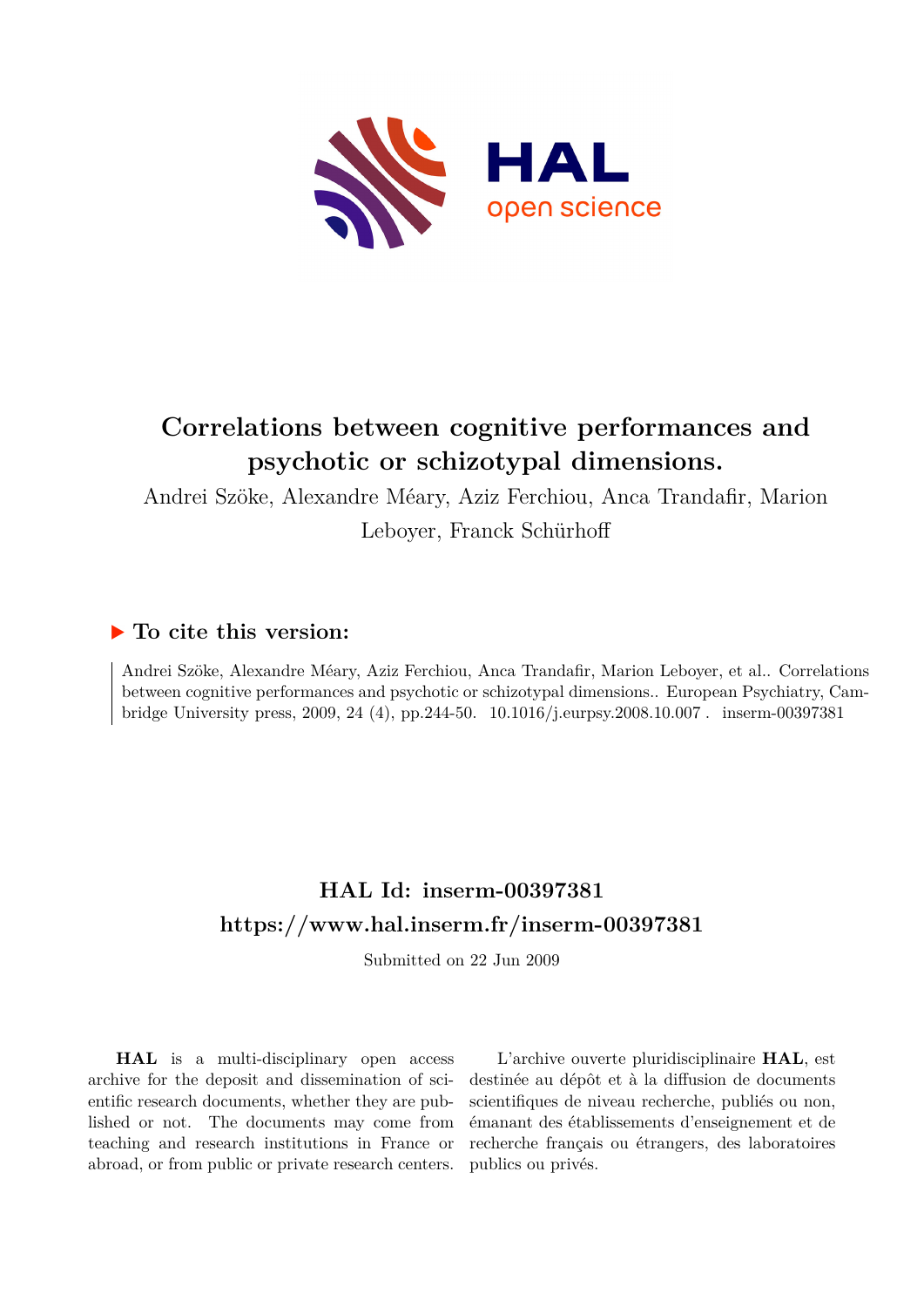# Correlations between cognitive performances and psychotic or schizotypal dimensions.

Andrei Szöke, Alexandre Méary, Aziz Ferchiou, Anca Trandafir, Marion Leboyer, Franck Schürhoff

## ▶ To cite this version:

Andrei Szöke, Alexandre Méary, Aziz Ferchiou, Anca Trandafir, Marion Leboyer, et al.. Correlations between cognitive performances and psychotic or schizotypal dimensions.. European Psychiatry, Cambridge University press, 2009, 24 (4), pp.244-50. 10.1016/j.eurpsy.2008.10.007 . inserm-00397381

## HAL Id: inserm-00397381
## https://www.hal.inserm.fr/inserm-00397381

Submitted on 22 Jun 2009

**HAL** is a multi-disciplinary open access archive for the deposit and dissemination of scientific research documents, whether they are published or not. The documents may come from teaching and research institutions in France or abroad, or from public or private research centers.

L'archive ouverte pluridisciplinaire **HAL**, est destinée au dépôt et à la diffusion de documents scientifiques de niveau recherche, publiés ou non, émanant des établissements d'enseignement et de recherche français ou étrangers, des laboratoires publics ou privés.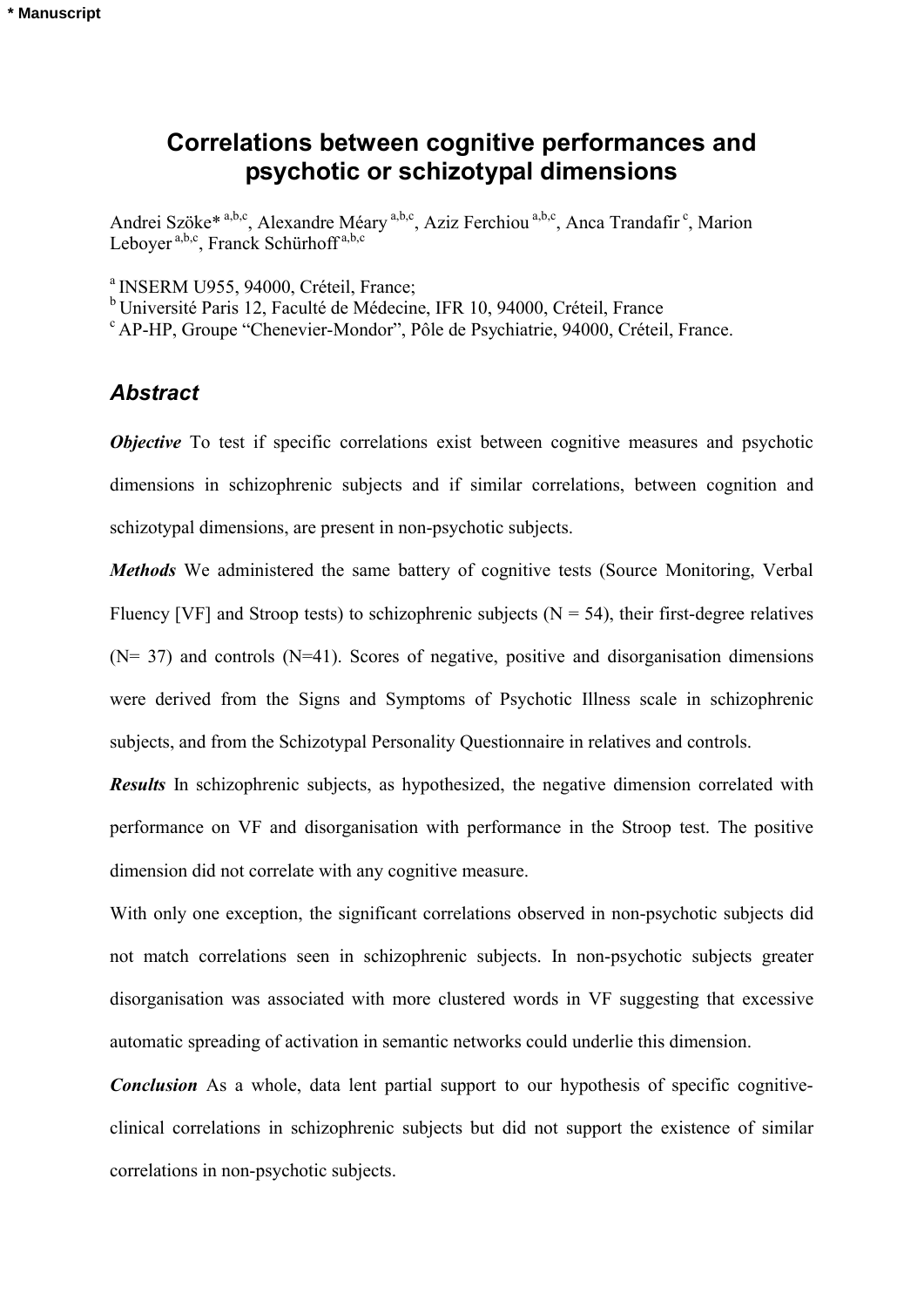# Correlations between cognitive performances and psychotic or schizotypal dimensions

Andrei Szöke* [a,b,c], Alexandre Méary [a,b,c], Aziz Ferchiou [a,b,c], Anca Trandafir [c], Marion Leboyer [a,b,c], Franck Schürhoff [a,b,c]

[a] INSERM U955, 94000, Créteil, France;
[b] Université Paris 12, Faculté de Médecine, IFR 10, 94000, Créteil, France
[c] AP-HP, Groupe "Chenevier-Mondor", Pôle de Psychiatrie, 94000, Créteil, France.

## Abstract

***Objective*** To test if specific correlations exist between cognitive measures and psychotic dimensions in schizophrenic subjects and if similar correlations, between cognition and schizotypal dimensions, are present in non-psychotic subjects.

***Methods*** We administered the same battery of cognitive tests (Source Monitoring, Verbal Fluency [VF] and Stroop tests) to schizophrenic subjects (N = 54), their first-degree relatives (N= 37) and controls (N=41). Scores of negative, positive and disorganisation dimensions were derived from the Signs and Symptoms of Psychotic Illness scale in schizophrenic subjects, and from the Schizotypal Personality Questionnaire in relatives and controls.

***Results*** In schizophrenic subjects, as hypothesized, the negative dimension correlated with performance on VF and disorganisation with performance in the Stroop test. The positive dimension did not correlate with any cognitive measure.

With only one exception, the significant correlations observed in non-psychotic subjects did not match correlations seen in schizophrenic subjects. In non-psychotic subjects greater disorganisation was associated with more clustered words in VF suggesting that excessive automatic spreading of activation in semantic networks could underlie this dimension.

***Conclusion*** As a whole, data lent partial support to our hypothesis of specific cognitive-clinical correlations in schizophrenic subjects but did not support the existence of similar correlations in non-psychotic subjects.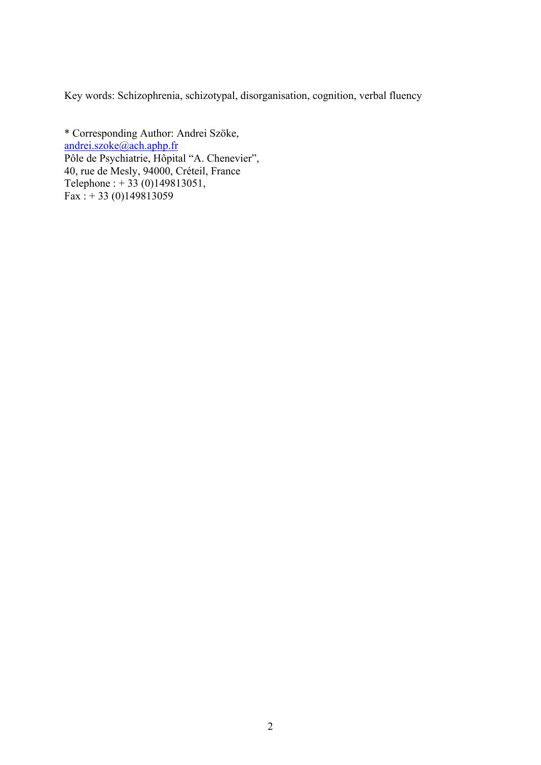Key words: Schizophrenia, schizotypal, disorganisation, cognition, verbal fluency

* Corresponding Author: Andrei Szöke,
andrei.szoke@ach.aphp.fr
Pôle de Psychiatrie, Hôpital "A. Chenevier",
40, rue de Mesly, 94000, Créteil, France
Telephone : + 33 (0)149813051,
Fax : + 33 (0)149813059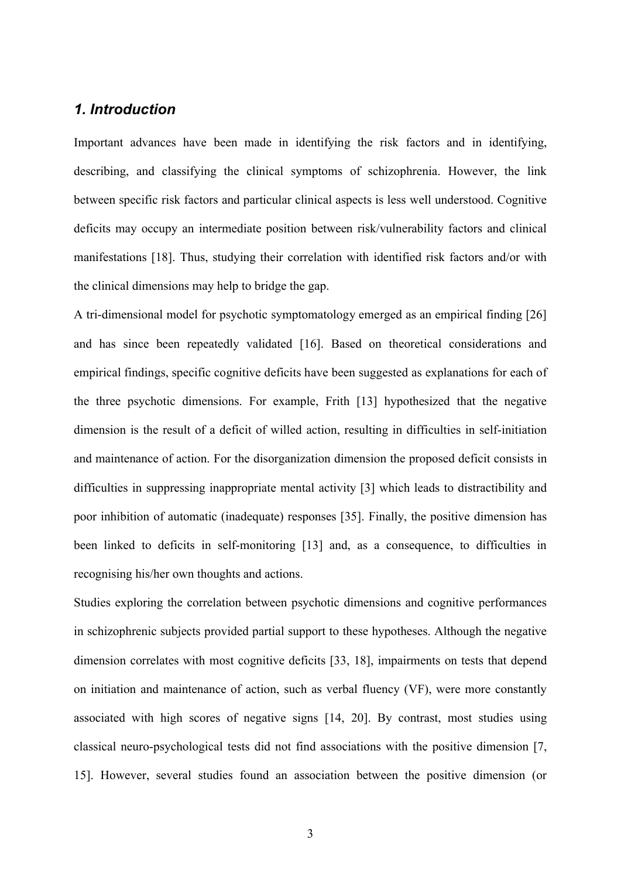## *1. Introduction*

Important advances have been made in identifying the risk factors and in identifying, describing, and classifying the clinical symptoms of schizophrenia. However, the link between specific risk factors and particular clinical aspects is less well understood. Cognitive deficits may occupy an intermediate position between risk/vulnerability factors and clinical manifestations [18]. Thus, studying their correlation with identified risk factors and/or with the clinical dimensions may help to bridge the gap.

A tri-dimensional model for psychotic symptomatology emerged as an empirical finding [26] and has since been repeatedly validated [16]. Based on theoretical considerations and empirical findings, specific cognitive deficits have been suggested as explanations for each of the three psychotic dimensions. For example, Frith [13] hypothesized that the negative dimension is the result of a deficit of willed action, resulting in difficulties in self-initiation and maintenance of action. For the disorganization dimension the proposed deficit consists in difficulties in suppressing inappropriate mental activity [3] which leads to distractibility and poor inhibition of automatic (inadequate) responses [35]. Finally, the positive dimension has been linked to deficits in self-monitoring [13] and, as a consequence, to difficulties in recognising his/her own thoughts and actions.

Studies exploring the correlation between psychotic dimensions and cognitive performances in schizophrenic subjects provided partial support to these hypotheses. Although the negative dimension correlates with most cognitive deficits [33, 18], impairments on tests that depend on initiation and maintenance of action, such as verbal fluency (VF), were more constantly associated with high scores of negative signs [14, 20]. By contrast, most studies using classical neuro-psychological tests did not find associations with the positive dimension [7, 15]. However, several studies found an association between the positive dimension (or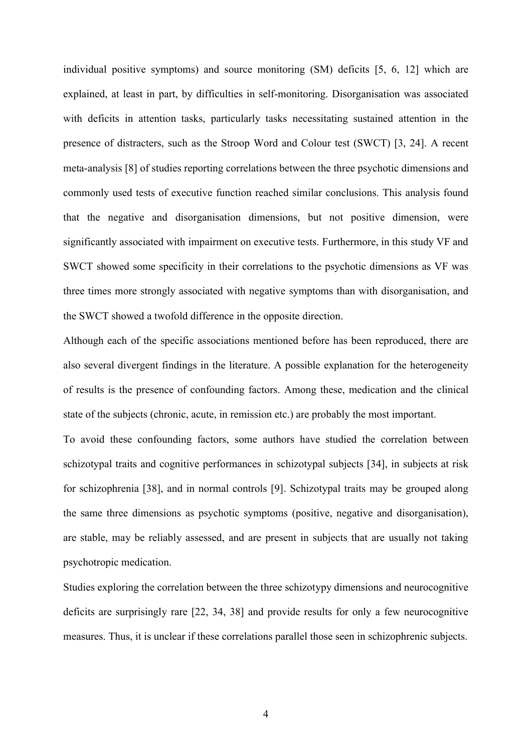individual positive symptoms) and source monitoring (SM) deficits [5, 6, 12] which are explained, at least in part, by difficulties in self-monitoring. Disorganisation was associated with deficits in attention tasks, particularly tasks necessitating sustained attention in the presence of distracters, such as the Stroop Word and Colour test (SWCT) [3, 24]. A recent meta-analysis [8] of studies reporting correlations between the three psychotic dimensions and commonly used tests of executive function reached similar conclusions. This analysis found that the negative and disorganisation dimensions, but not positive dimension, were significantly associated with impairment on executive tests. Furthermore, in this study VF and SWCT showed some specificity in their correlations to the psychotic dimensions as VF was three times more strongly associated with negative symptoms than with disorganisation, and the SWCT showed a twofold difference in the opposite direction.

Although each of the specific associations mentioned before has been reproduced, there are also several divergent findings in the literature. A possible explanation for the heterogeneity of results is the presence of confounding factors. Among these, medication and the clinical state of the subjects (chronic, acute, in remission etc.) are probably the most important.

To avoid these confounding factors, some authors have studied the correlation between schizotypal traits and cognitive performances in schizotypal subjects [34], in subjects at risk for schizophrenia [38], and in normal controls [9]. Schizotypal traits may be grouped along the same three dimensions as psychotic symptoms (positive, negative and disorganisation), are stable, may be reliably assessed, and are present in subjects that are usually not taking psychotropic medication.

Studies exploring the correlation between the three schizotypy dimensions and neurocognitive deficits are surprisingly rare [22, 34, 38] and provide results for only a few neurocognitive measures. Thus, it is unclear if these correlations parallel those seen in schizophrenic subjects.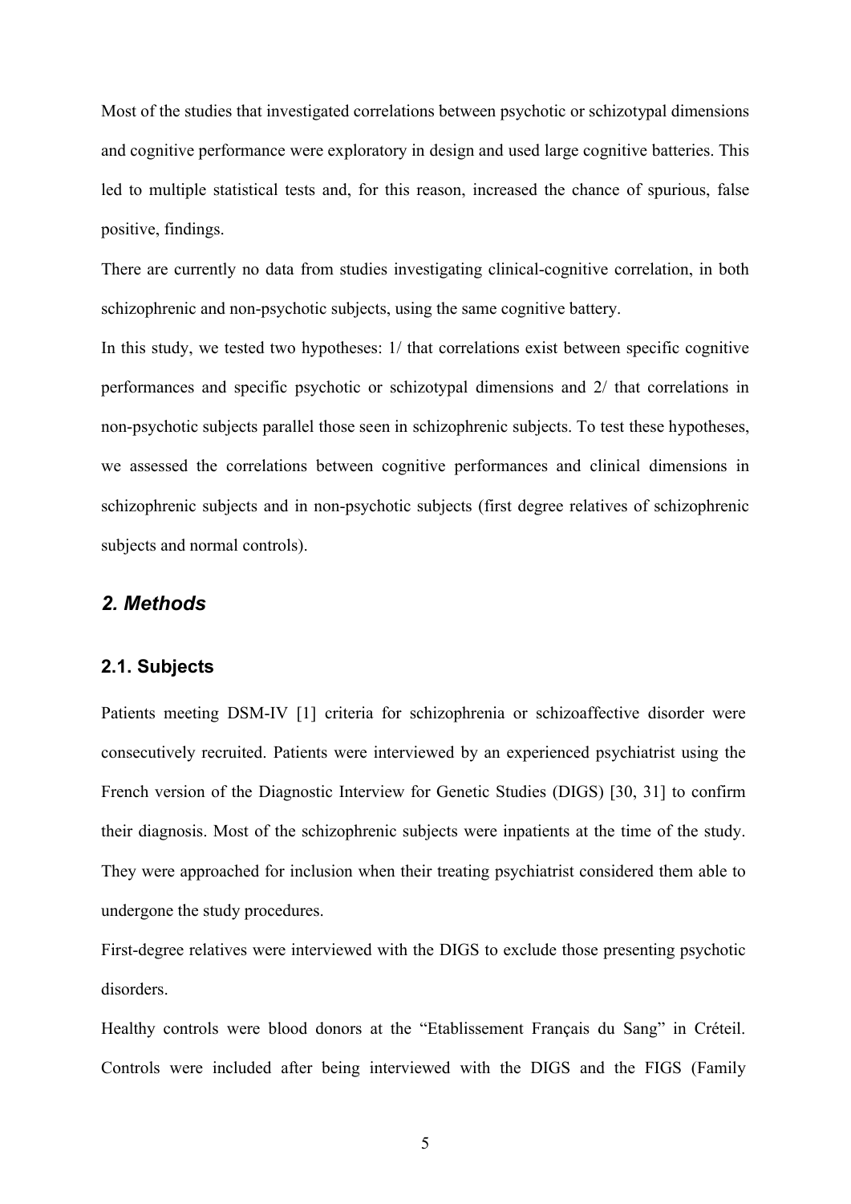Most of the studies that investigated correlations between psychotic or schizotypal dimensions and cognitive performance were exploratory in design and used large cognitive batteries. This led to multiple statistical tests and, for this reason, increased the chance of spurious, false positive, findings.

There are currently no data from studies investigating clinical-cognitive correlation, in both schizophrenic and non-psychotic subjects, using the same cognitive battery.

In this study, we tested two hypotheses: 1/ that correlations exist between specific cognitive performances and specific psychotic or schizotypal dimensions and 2/ that correlations in non-psychotic subjects parallel those seen in schizophrenic subjects. To test these hypotheses, we assessed the correlations between cognitive performances and clinical dimensions in schizophrenic subjects and in non-psychotic subjects (first degree relatives of schizophrenic subjects and normal controls).

## *2. Methods*

### 2.1. Subjects

Patients meeting DSM-IV [1] criteria for schizophrenia or schizoaffective disorder were consecutively recruited. Patients were interviewed by an experienced psychiatrist using the French version of the Diagnostic Interview for Genetic Studies (DIGS) [30, 31] to confirm their diagnosis. Most of the schizophrenic subjects were inpatients at the time of the study. They were approached for inclusion when their treating psychiatrist considered them able to undergone the study procedures.

First-degree relatives were interviewed with the DIGS to exclude those presenting psychotic disorders.

Healthy controls were blood donors at the "Etablissement Français du Sang" in Créteil. Controls were included after being interviewed with the DIGS and the FIGS (Family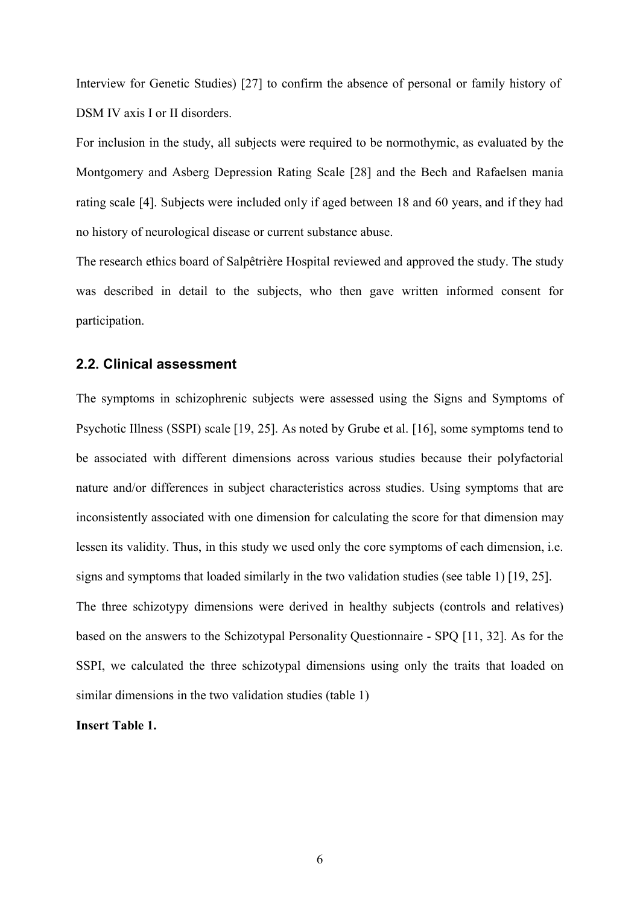Interview for Genetic Studies) [27] to confirm the absence of personal or family history of DSM IV axis I or II disorders.

For inclusion in the study, all subjects were required to be normothymic, as evaluated by the Montgomery and Asberg Depression Rating Scale [28] and the Bech and Rafaelsen mania rating scale [4]. Subjects were included only if aged between 18 and 60 years, and if they had no history of neurological disease or current substance abuse.

The research ethics board of Salpêtrière Hospital reviewed and approved the study. The study was described in detail to the subjects, who then gave written informed consent for participation.

## 2.2. Clinical assessment

The symptoms in schizophrenic subjects were assessed using the Signs and Symptoms of Psychotic Illness (SSPI) scale [19, 25]. As noted by Grube et al. [16], some symptoms tend to be associated with different dimensions across various studies because their polyfactorial nature and/or differences in subject characteristics across studies. Using symptoms that are inconsistently associated with one dimension for calculating the score for that dimension may lessen its validity. Thus, in this study we used only the core symptoms of each dimension, i.e. signs and symptoms that loaded similarly in the two validation studies (see table 1) [19, 25].

The three schizotypy dimensions were derived in healthy subjects (controls and relatives) based on the answers to the Schizotypal Personality Questionnaire - SPQ [11, 32]. As for the SSPI, we calculated the three schizotypal dimensions using only the traits that loaded on similar dimensions in the two validation studies (table 1)

**Insert Table 1.**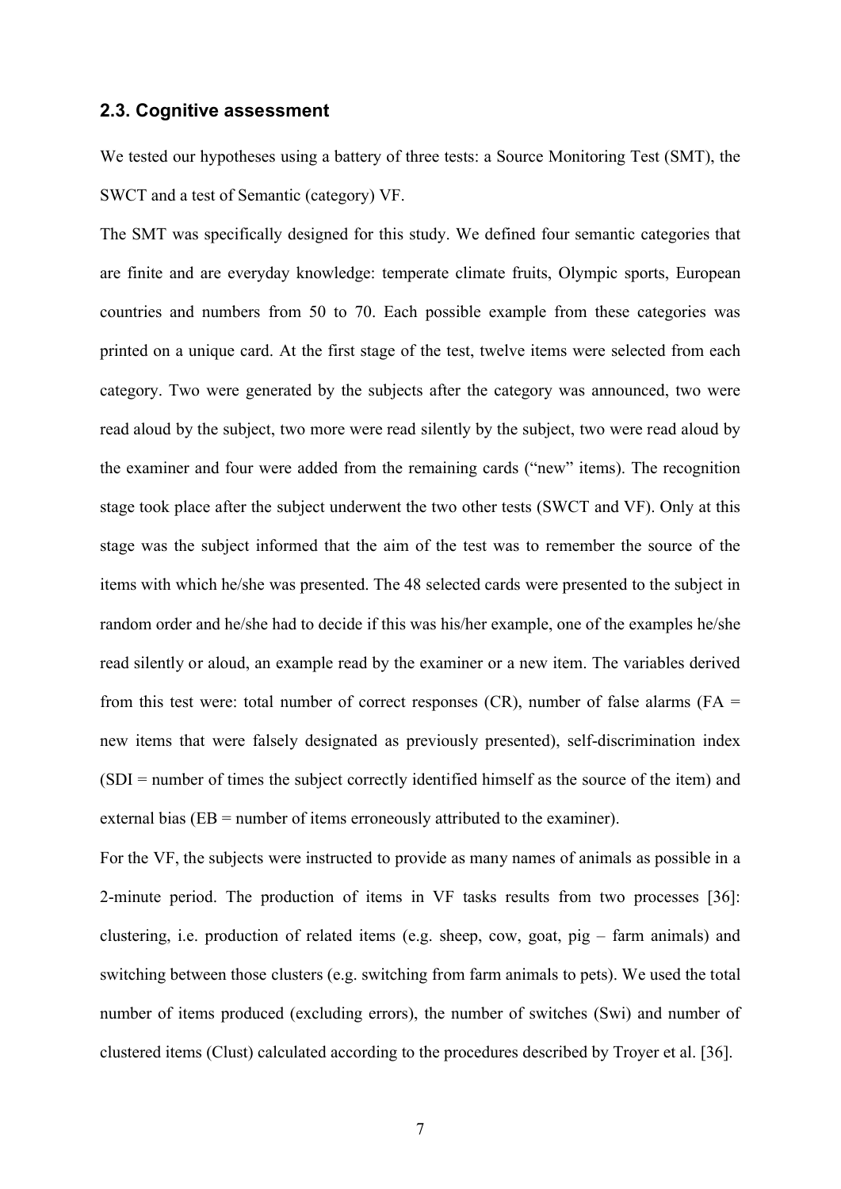## 2.3. Cognitive assessment

We tested our hypotheses using a battery of three tests: a Source Monitoring Test (SMT), the SWCT and a test of Semantic (category) VF.

The SMT was specifically designed for this study. We defined four semantic categories that are finite and are everyday knowledge: temperate climate fruits, Olympic sports, European countries and numbers from 50 to 70. Each possible example from these categories was printed on a unique card. At the first stage of the test, twelve items were selected from each category. Two were generated by the subjects after the category was announced, two were read aloud by the subject, two more were read silently by the subject, two were read aloud by the examiner and four were added from the remaining cards ("new" items). The recognition stage took place after the subject underwent the two other tests (SWCT and VF). Only at this stage was the subject informed that the aim of the test was to remember the source of the items with which he/she was presented. The 48 selected cards were presented to the subject in random order and he/she had to decide if this was his/her example, one of the examples he/she read silently or aloud, an example read by the examiner or a new item. The variables derived from this test were: total number of correct responses (CR), number of false alarms (FA = new items that were falsely designated as previously presented), self-discrimination index (SDI = number of times the subject correctly identified himself as the source of the item) and external bias (EB = number of items erroneously attributed to the examiner).

For the VF, the subjects were instructed to provide as many names of animals as possible in a 2-minute period. The production of items in VF tasks results from two processes [36]: clustering, i.e. production of related items (e.g. sheep, cow, goat, pig – farm animals) and switching between those clusters (e.g. switching from farm animals to pets). We used the total number of items produced (excluding errors), the number of switches (Swi) and number of clustered items (Clust) calculated according to the procedures described by Troyer et al. [36].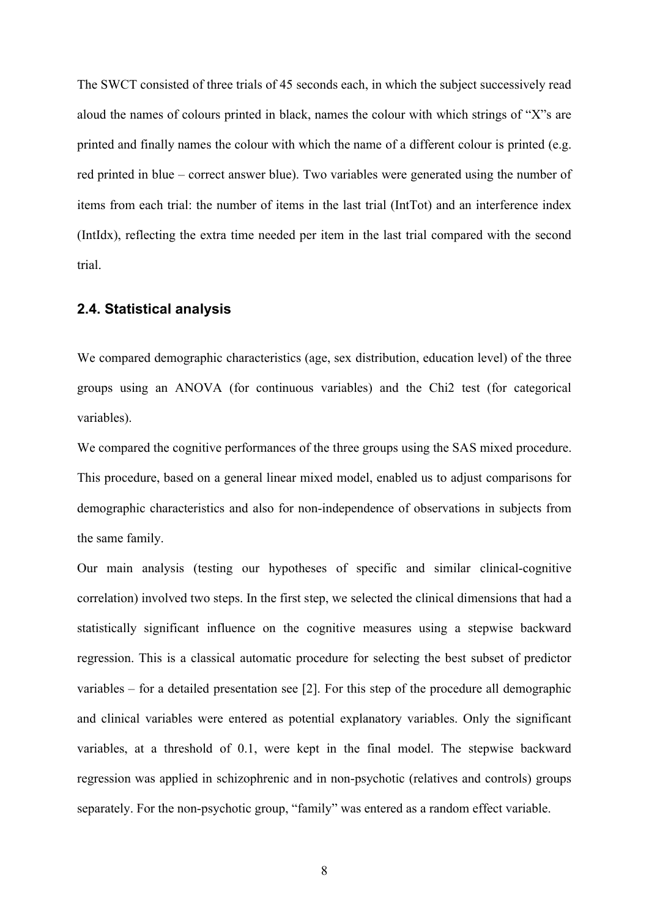The SWCT consisted of three trials of 45 seconds each, in which the subject successively read aloud the names of colours printed in black, names the colour with which strings of "X"s are printed and finally names the colour with which the name of a different colour is printed (e.g. red printed in blue – correct answer blue). Two variables were generated using the number of items from each trial: the number of items in the last trial (IntTot) and an interference index (IntIdx), reflecting the extra time needed per item in the last trial compared with the second trial.

## 2.4. Statistical analysis

We compared demographic characteristics (age, sex distribution, education level) of the three groups using an ANOVA (for continuous variables) and the Chi2 test (for categorical variables).

We compared the cognitive performances of the three groups using the SAS mixed procedure. This procedure, based on a general linear mixed model, enabled us to adjust comparisons for demographic characteristics and also for non-independence of observations in subjects from the same family.

Our main analysis (testing our hypotheses of specific and similar clinical-cognitive correlation) involved two steps. In the first step, we selected the clinical dimensions that had a statistically significant influence on the cognitive measures using a stepwise backward regression. This is a classical automatic procedure for selecting the best subset of predictor variables – for a detailed presentation see [2]. For this step of the procedure all demographic and clinical variables were entered as potential explanatory variables. Only the significant variables, at a threshold of 0.1, were kept in the final model. The stepwise backward regression was applied in schizophrenic and in non-psychotic (relatives and controls) groups separately. For the non-psychotic group, "family" was entered as a random effect variable.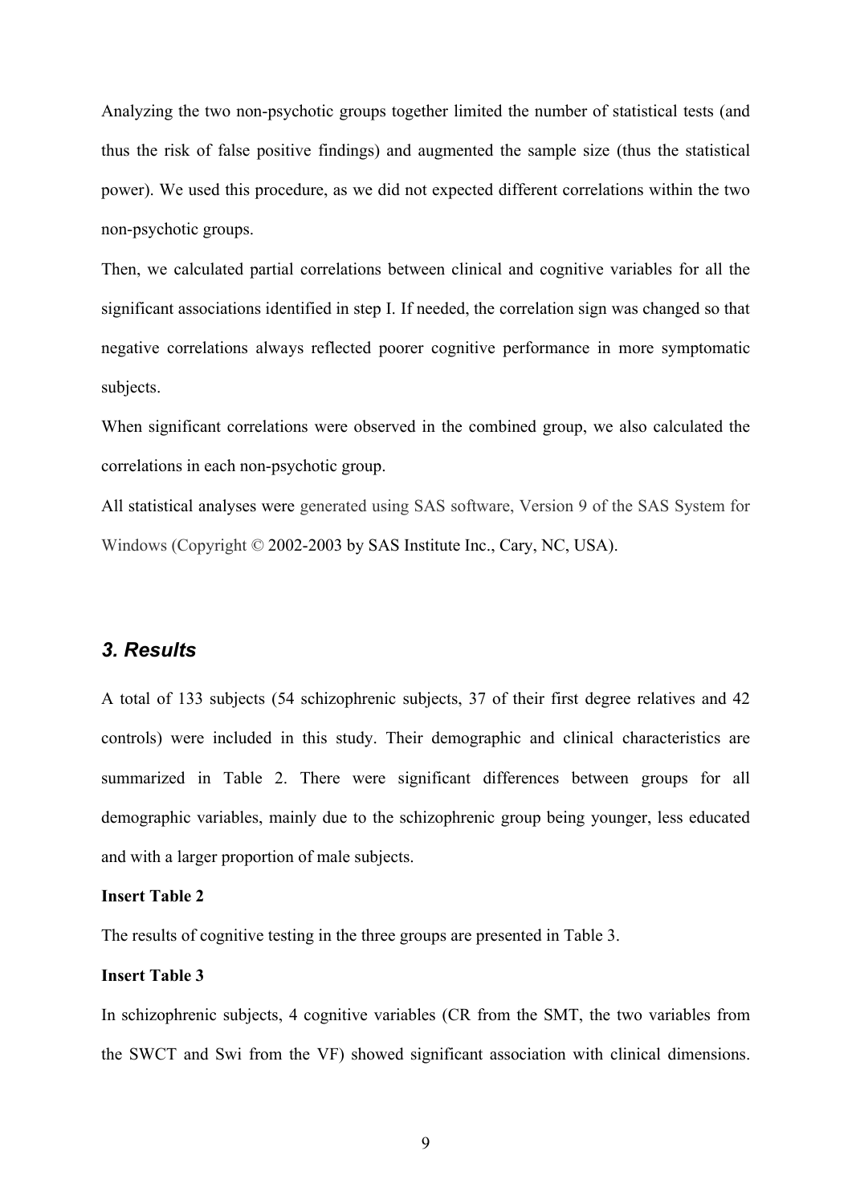Analyzing the two non-psychotic groups together limited the number of statistical tests (and thus the risk of false positive findings) and augmented the sample size (thus the statistical power). We used this procedure, as we did not expected different correlations within the two non-psychotic groups.

Then, we calculated partial correlations between clinical and cognitive variables for all the significant associations identified in step I. If needed, the correlation sign was changed so that negative correlations always reflected poorer cognitive performance in more symptomatic subjects.

When significant correlations were observed in the combined group, we also calculated the correlations in each non-psychotic group.

All statistical analyses were generated using SAS software, Version 9 of the SAS System for Windows (Copyright © 2002-2003 by SAS Institute Inc., Cary, NC, USA).

## *3. Results*

A total of 133 subjects (54 schizophrenic subjects, 37 of their first degree relatives and 42 controls) were included in this study. Their demographic and clinical characteristics are summarized in Table 2. There were significant differences between groups for all demographic variables, mainly due to the schizophrenic group being younger, less educated and with a larger proportion of male subjects.

**Insert Table 2**

The results of cognitive testing in the three groups are presented in Table 3.

**Insert Table 3**

In schizophrenic subjects, 4 cognitive variables (CR from the SMT, the two variables from the SWCT and Swi from the VF) showed significant association with clinical dimensions.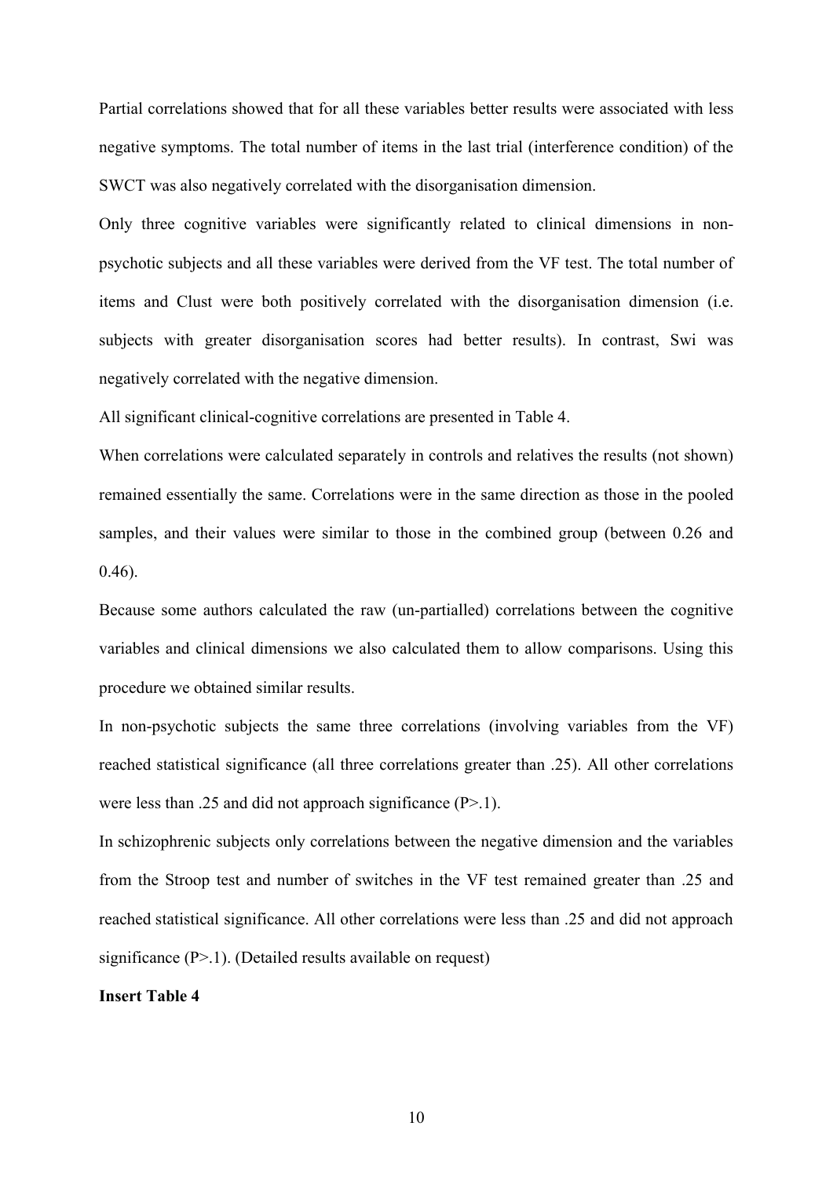Partial correlations showed that for all these variables better results were associated with less negative symptoms. The total number of items in the last trial (interference condition) of the SWCT was also negatively correlated with the disorganisation dimension.

Only three cognitive variables were significantly related to clinical dimensions in non-psychotic subjects and all these variables were derived from the VF test. The total number of items and Clust were both positively correlated with the disorganisation dimension (i.e. subjects with greater disorganisation scores had better results). In contrast, Swi was negatively correlated with the negative dimension.

All significant clinical-cognitive correlations are presented in Table 4.

When correlations were calculated separately in controls and relatives the results (not shown) remained essentially the same. Correlations were in the same direction as those in the pooled samples, and their values were similar to those in the combined group (between 0.26 and 0.46).

Because some authors calculated the raw (un-partialled) correlations between the cognitive variables and clinical dimensions we also calculated them to allow comparisons. Using this procedure we obtained similar results.

In non-psychotic subjects the same three correlations (involving variables from the VF) reached statistical significance (all three correlations greater than .25). All other correlations were less than .25 and did not approach significance (P>.1).

In schizophrenic subjects only correlations between the negative dimension and the variables from the Stroop test and number of switches in the VF test remained greater than .25 and reached statistical significance. All other correlations were less than .25 and did not approach significance (P>.1). (Detailed results available on request)

**Insert Table 4**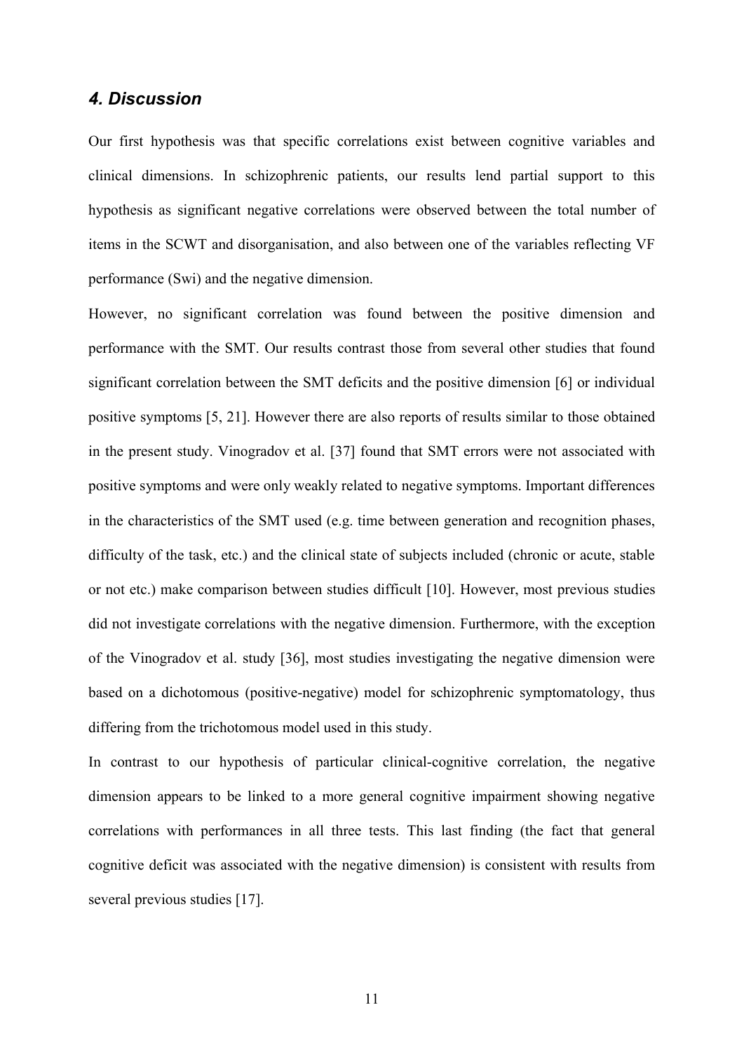## *4. Discussion*

Our first hypothesis was that specific correlations exist between cognitive variables and clinical dimensions. In schizophrenic patients, our results lend partial support to this hypothesis as significant negative correlations were observed between the total number of items in the SCWT and disorganisation, and also between one of the variables reflecting VF performance (Swi) and the negative dimension.

However, no significant correlation was found between the positive dimension and performance with the SMT. Our results contrast those from several other studies that found significant correlation between the SMT deficits and the positive dimension [6] or individual positive symptoms [5, 21]. However there are also reports of results similar to those obtained in the present study. Vinogradov et al. [37] found that SMT errors were not associated with positive symptoms and were only weakly related to negative symptoms. Important differences in the characteristics of the SMT used (e.g. time between generation and recognition phases, difficulty of the task, etc.) and the clinical state of subjects included (chronic or acute, stable or not etc.) make comparison between studies difficult [10]. However, most previous studies did not investigate correlations with the negative dimension. Furthermore, with the exception of the Vinogradov et al. study [36], most studies investigating the negative dimension were based on a dichotomous (positive-negative) model for schizophrenic symptomatology, thus differing from the trichotomous model used in this study.

In contrast to our hypothesis of particular clinical-cognitive correlation, the negative dimension appears to be linked to a more general cognitive impairment showing negative correlations with performances in all three tests. This last finding (the fact that general cognitive deficit was associated with the negative dimension) is consistent with results from several previous studies [17].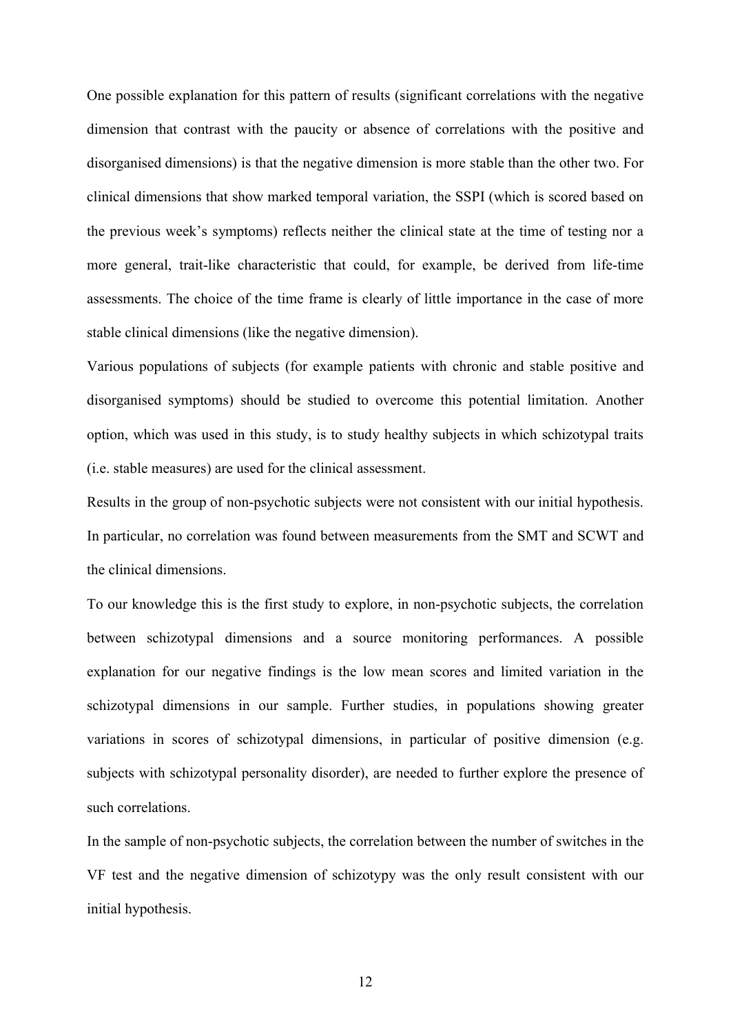One possible explanation for this pattern of results (significant correlations with the negative dimension that contrast with the paucity or absence of correlations with the positive and disorganised dimensions) is that the negative dimension is more stable than the other two. For clinical dimensions that show marked temporal variation, the SSPI (which is scored based on the previous week's symptoms) reflects neither the clinical state at the time of testing nor a more general, trait-like characteristic that could, for example, be derived from life-time assessments. The choice of the time frame is clearly of little importance in the case of more stable clinical dimensions (like the negative dimension).

Various populations of subjects (for example patients with chronic and stable positive and disorganised symptoms) should be studied to overcome this potential limitation. Another option, which was used in this study, is to study healthy subjects in which schizotypal traits (i.e. stable measures) are used for the clinical assessment.

Results in the group of non-psychotic subjects were not consistent with our initial hypothesis. In particular, no correlation was found between measurements from the SMT and SCWT and the clinical dimensions.

To our knowledge this is the first study to explore, in non-psychotic subjects, the correlation between schizotypal dimensions and a source monitoring performances. A possible explanation for our negative findings is the low mean scores and limited variation in the schizotypal dimensions in our sample. Further studies, in populations showing greater variations in scores of schizotypal dimensions, in particular of positive dimension (e.g. subjects with schizotypal personality disorder), are needed to further explore the presence of such correlations.

In the sample of non-psychotic subjects, the correlation between the number of switches in the VF test and the negative dimension of schizotypy was the only result consistent with our initial hypothesis.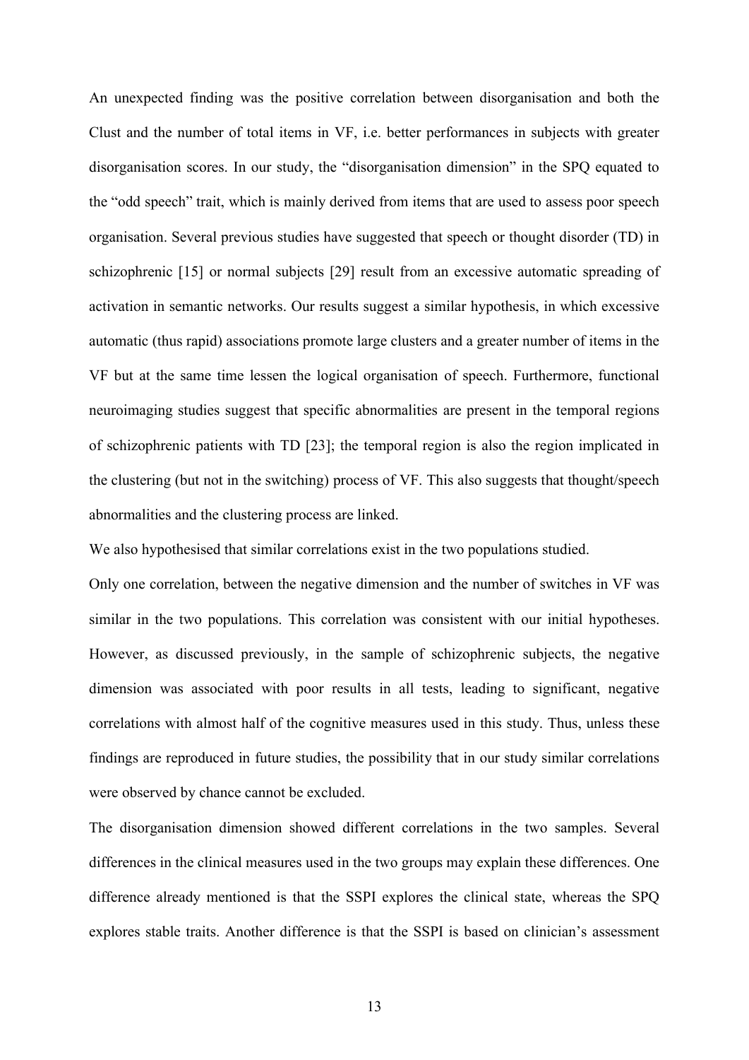An unexpected finding was the positive correlation between disorganisation and both the Clust and the number of total items in VF, i.e. better performances in subjects with greater disorganisation scores. In our study, the "disorganisation dimension" in the SPQ equated to the "odd speech" trait, which is mainly derived from items that are used to assess poor speech organisation. Several previous studies have suggested that speech or thought disorder (TD) in schizophrenic [15] or normal subjects [29] result from an excessive automatic spreading of activation in semantic networks. Our results suggest a similar hypothesis, in which excessive automatic (thus rapid) associations promote large clusters and a greater number of items in the VF but at the same time lessen the logical organisation of speech. Furthermore, functional neuroimaging studies suggest that specific abnormalities are present in the temporal regions of schizophrenic patients with TD [23]; the temporal region is also the region implicated in the clustering (but not in the switching) process of VF. This also suggests that thought/speech abnormalities and the clustering process are linked.

We also hypothesised that similar correlations exist in the two populations studied.

Only one correlation, between the negative dimension and the number of switches in VF was similar in the two populations. This correlation was consistent with our initial hypotheses. However, as discussed previously, in the sample of schizophrenic subjects, the negative dimension was associated with poor results in all tests, leading to significant, negative correlations with almost half of the cognitive measures used in this study. Thus, unless these findings are reproduced in future studies, the possibility that in our study similar correlations were observed by chance cannot be excluded.

The disorganisation dimension showed different correlations in the two samples. Several differences in the clinical measures used in the two groups may explain these differences. One difference already mentioned is that the SSPI explores the clinical state, whereas the SPQ explores stable traits. Another difference is that the SSPI is based on clinician's assessment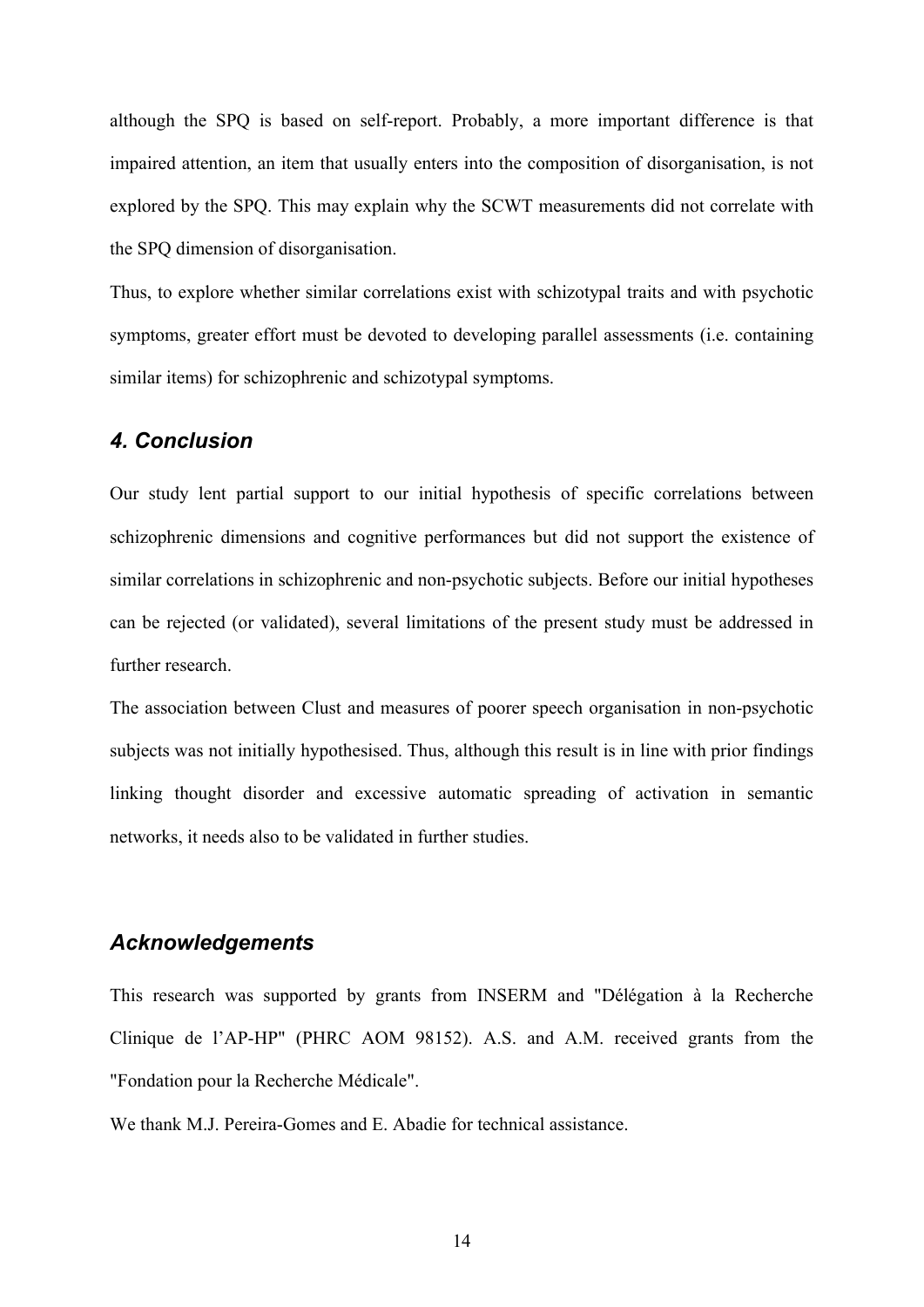although the SPQ is based on self-report. Probably, a more important difference is that impaired attention, an item that usually enters into the composition of disorganisation, is not explored by the SPQ. This may explain why the SCWT measurements did not correlate with the SPQ dimension of disorganisation.

Thus, to explore whether similar correlations exist with schizotypal traits and with psychotic symptoms, greater effort must be devoted to developing parallel assessments (i.e. containing similar items) for schizophrenic and schizotypal symptoms.

## *4. Conclusion*

Our study lent partial support to our initial hypothesis of specific correlations between schizophrenic dimensions and cognitive performances but did not support the existence of similar correlations in schizophrenic and non-psychotic subjects. Before our initial hypotheses can be rejected (or validated), several limitations of the present study must be addressed in further research.

The association between Clust and measures of poorer speech organisation in non-psychotic subjects was not initially hypothesised. Thus, although this result is in line with prior findings linking thought disorder and excessive automatic spreading of activation in semantic networks, it needs also to be validated in further studies.

## *Acknowledgements*

This research was supported by grants from INSERM and "Délégation à la Recherche Clinique de l'AP-HP" (PHRC AOM 98152). A.S. and A.M. received grants from the "Fondation pour la Recherche Médicale".

We thank M.J. Pereira-Gomes and E. Abadie for technical assistance.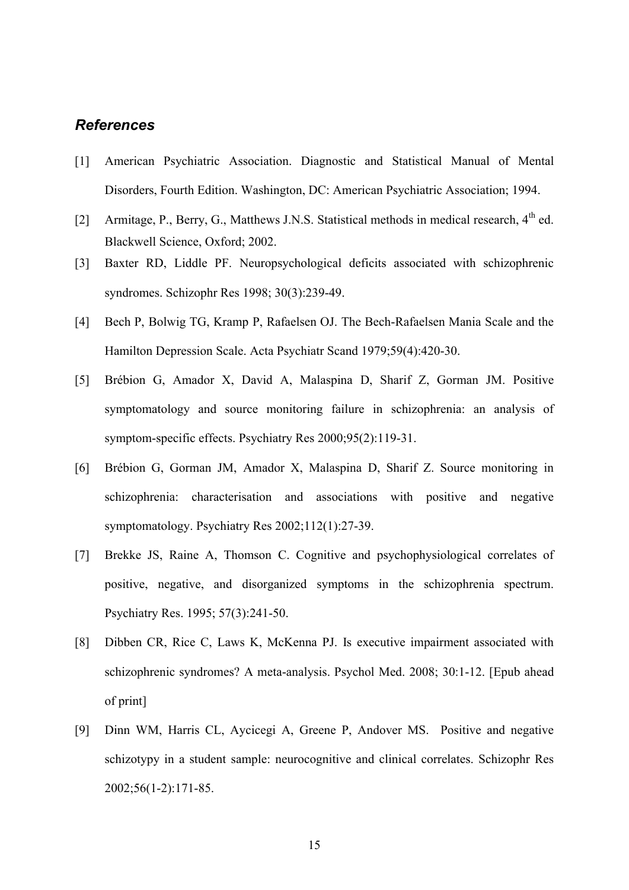### *References*

[1] American Psychiatric Association. Diagnostic and Statistical Manual of Mental Disorders, Fourth Edition. Washington, DC: American Psychiatric Association; 1994.

[2] Armitage, P., Berry, G., Matthews J.N.S. Statistical methods in medical research, 4th ed. Blackwell Science, Oxford; 2002.

[3] Baxter RD, Liddle PF. Neuropsychological deficits associated with schizophrenic syndromes. Schizophr Res 1998; 30(3):239-49.

[4] Bech P, Bolwig TG, Kramp P, Rafaelsen OJ. The Bech-Rafaelsen Mania Scale and the Hamilton Depression Scale. Acta Psychiatr Scand 1979;59(4):420-30.

[5] Brébion G, Amador X, David A, Malaspina D, Sharif Z, Gorman JM. Positive symptomatology and source monitoring failure in schizophrenia: an analysis of symptom-specific effects. Psychiatry Res 2000;95(2):119-31.

[6] Brébion G, Gorman JM, Amador X, Malaspina D, Sharif Z. Source monitoring in schizophrenia: characterisation and associations with positive and negative symptomatology. Psychiatry Res 2002;112(1):27-39.

[7] Brekke JS, Raine A, Thomson C. Cognitive and psychophysiological correlates of positive, negative, and disorganized symptoms in the schizophrenia spectrum. Psychiatry Res. 1995; 57(3):241-50.

[8] Dibben CR, Rice C, Laws K, McKenna PJ. Is executive impairment associated with schizophrenic syndromes? A meta-analysis. Psychol Med. 2008; 30:1-12. [Epub ahead of print]

[9] Dinn WM, Harris CL, Aycicegi A, Greene P, Andover MS. Positive and negative schizotypy in a student sample: neurocognitive and clinical correlates. Schizophr Res 2002;56(1-2):171-85.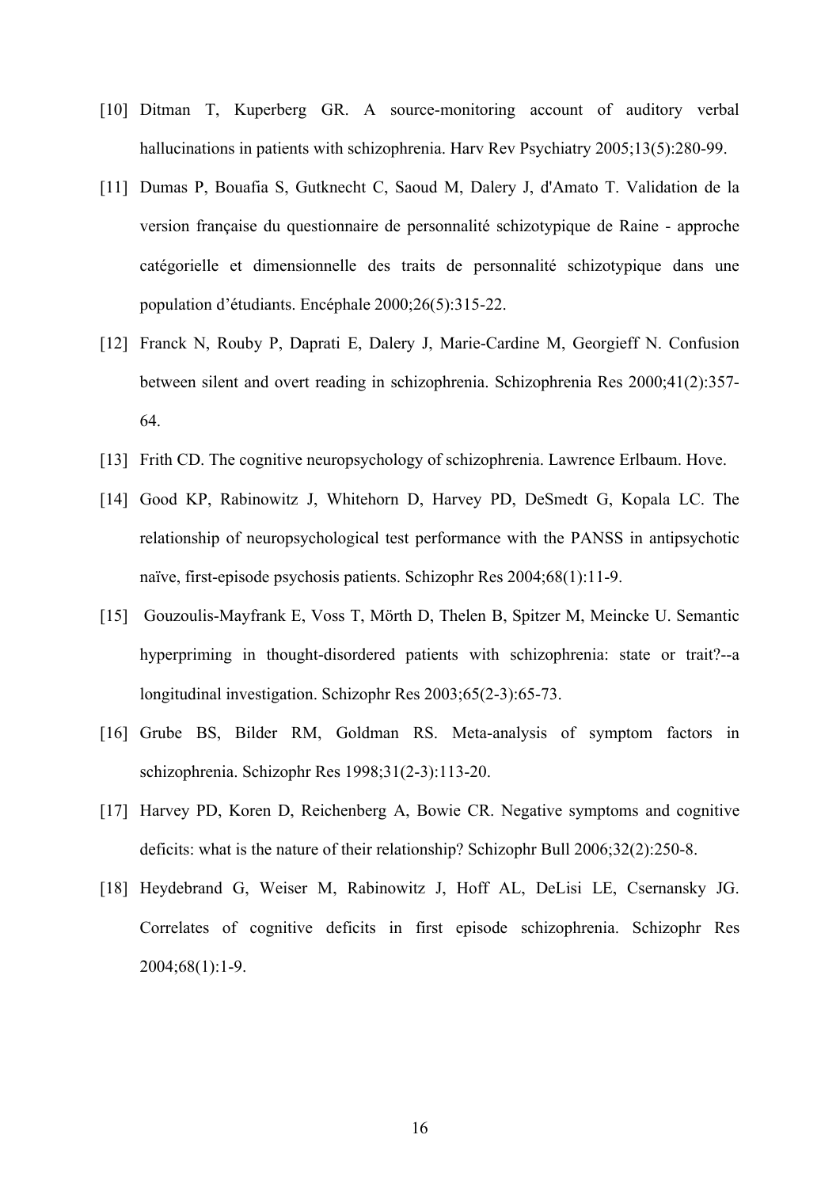[10] Ditman T, Kuperberg GR. A source-monitoring account of auditory verbal hallucinations in patients with schizophrenia. Harv Rev Psychiatry 2005;13(5):280-99.

[11] Dumas P, Bouafia S, Gutknecht C, Saoud M, Dalery J, d'Amato T. Validation de la version française du questionnaire de personnalité schizotypique de Raine - approche catégorielle et dimensionnelle des traits de personnalité schizotypique dans une population d'étudiants. Encéphale 2000;26(5):315-22.

[12] Franck N, Rouby P, Daprati E, Dalery J, Marie-Cardine M, Georgieff N. Confusion between silent and overt reading in schizophrenia. Schizophrenia Res 2000;41(2):357-64.

[13] Frith CD. The cognitive neuropsychology of schizophrenia. Lawrence Erlbaum. Hove.

[14] Good KP, Rabinowitz J, Whitehorn D, Harvey PD, DeSmedt G, Kopala LC. The relationship of neuropsychological test performance with the PANSS in antipsychotic naïve, first-episode psychosis patients. Schizophr Res 2004;68(1):11-9.

[15] Gouzoulis-Mayfrank E, Voss T, Mörth D, Thelen B, Spitzer M, Meincke U. Semantic hyperpriming in thought-disordered patients with schizophrenia: state or trait?--a longitudinal investigation. Schizophr Res 2003;65(2-3):65-73.

[16] Grube BS, Bilder RM, Goldman RS. Meta-analysis of symptom factors in schizophrenia. Schizophr Res 1998;31(2-3):113-20.

[17] Harvey PD, Koren D, Reichenberg A, Bowie CR. Negative symptoms and cognitive deficits: what is the nature of their relationship? Schizophr Bull 2006;32(2):250-8.

[18] Heydebrand G, Weiser M, Rabinowitz J, Hoff AL, DeLisi LE, Csernansky JG. Correlates of cognitive deficits in first episode schizophrenia. Schizophr Res 2004;68(1):1-9.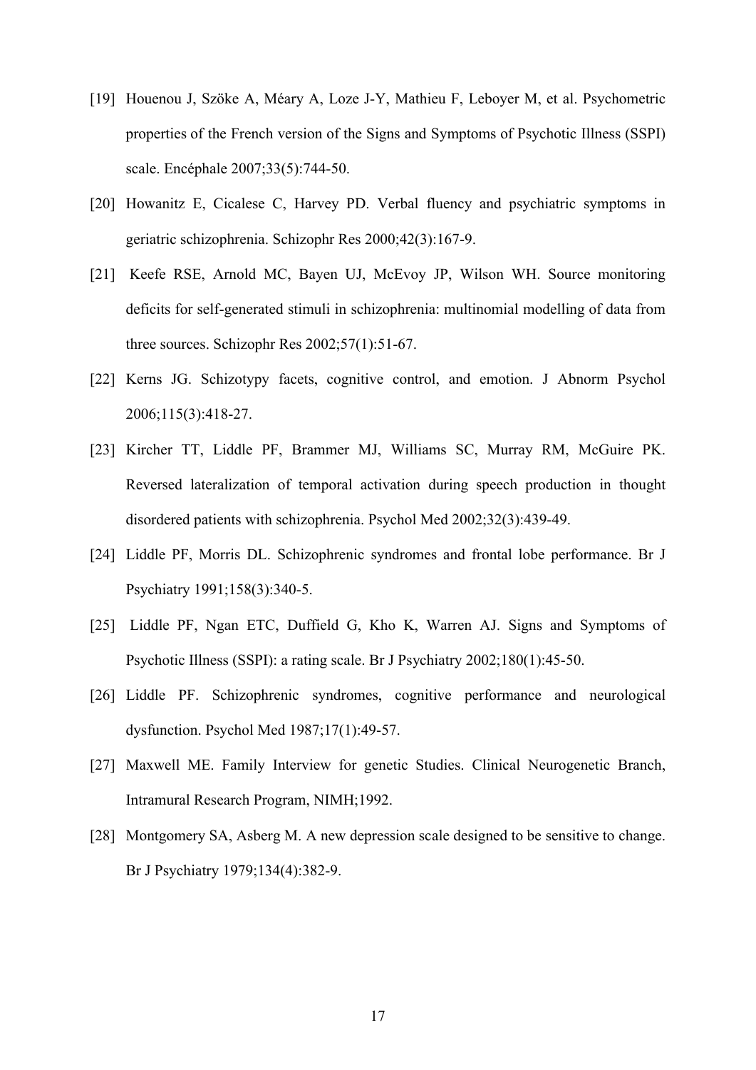[19] Houenou J, Szöke A, Méary A, Loze J-Y, Mathieu F, Leboyer M, et al. Psychometric properties of the French version of the Signs and Symptoms of Psychotic Illness (SSPI) scale. Encéphale 2007;33(5):744-50.

[20] Howanitz E, Cicalese C, Harvey PD. Verbal fluency and psychiatric symptoms in geriatric schizophrenia. Schizophr Res 2000;42(3):167-9.

[21] Keefe RSE, Arnold MC, Bayen UJ, McEvoy JP, Wilson WH. Source monitoring deficits for self-generated stimuli in schizophrenia: multinomial modelling of data from three sources. Schizophr Res 2002;57(1):51-67.

[22] Kerns JG. Schizotypy facets, cognitive control, and emotion. J Abnorm Psychol 2006;115(3):418-27.

[23] Kircher TT, Liddle PF, Brammer MJ, Williams SC, Murray RM, McGuire PK. Reversed lateralization of temporal activation during speech production in thought disordered patients with schizophrenia. Psychol Med 2002;32(3):439-49.

[24] Liddle PF, Morris DL. Schizophrenic syndromes and frontal lobe performance. Br J Psychiatry 1991;158(3):340-5.

[25] Liddle PF, Ngan ETC, Duffield G, Kho K, Warren AJ. Signs and Symptoms of Psychotic Illness (SSPI): a rating scale. Br J Psychiatry 2002;180(1):45-50.

[26] Liddle PF. Schizophrenic syndromes, cognitive performance and neurological dysfunction. Psychol Med 1987;17(1):49-57.

[27] Maxwell ME. Family Interview for genetic Studies. Clinical Neurogenetic Branch, Intramural Research Program, NIMH;1992.

[28] Montgomery SA, Asberg M. A new depression scale designed to be sensitive to change. Br J Psychiatry 1979;134(4):382-9.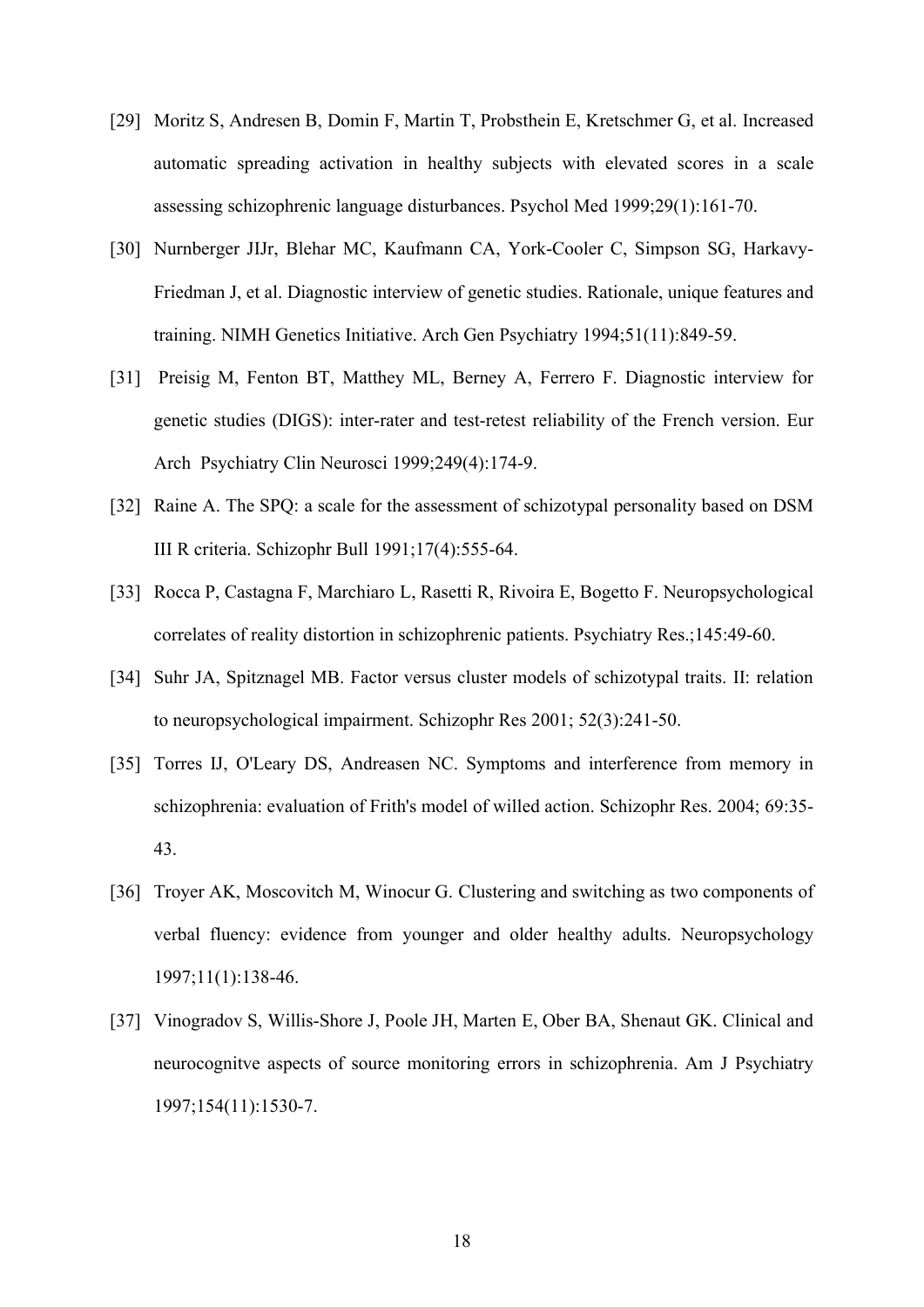[29] Moritz S, Andresen B, Domin F, Martin T, Probsthein E, Kretschmer G, et al. Increased automatic spreading activation in healthy subjects with elevated scores in a scale assessing schizophrenic language disturbances. Psychol Med 1999;29(1):161-70.

[30] Nurnberger JIJr, Blehar MC, Kaufmann CA, York-Cooler C, Simpson SG, Harkavy-Friedman J, et al. Diagnostic interview of genetic studies. Rationale, unique features and training. NIMH Genetics Initiative. Arch Gen Psychiatry 1994;51(11):849-59.

[31] Preisig M, Fenton BT, Matthey ML, Berney A, Ferrero F. Diagnostic interview for genetic studies (DIGS): inter-rater and test-retest reliability of the French version. Eur Arch Psychiatry Clin Neurosci 1999;249(4):174-9.

[32] Raine A. The SPQ: a scale for the assessment of schizotypal personality based on DSM III R criteria. Schizophr Bull 1991;17(4):555-64.

[33] Rocca P, Castagna F, Marchiaro L, Rasetti R, Rivoira E, Bogetto F. Neuropsychological correlates of reality distortion in schizophrenic patients. Psychiatry Res.;145:49-60.

[34] Suhr JA, Spitznagel MB. Factor versus cluster models of schizotypal traits. II: relation to neuropsychological impairment. Schizophr Res 2001; 52(3):241-50.

[35] Torres IJ, O'Leary DS, Andreasen NC. Symptoms and interference from memory in schizophrenia: evaluation of Frith's model of willed action. Schizophr Res. 2004; 69:35-43.

[36] Troyer AK, Moscovitch M, Winocur G. Clustering and switching as two components of verbal fluency: evidence from younger and older healthy adults. Neuropsychology 1997;11(1):138-46.

[37] Vinogradov S, Willis-Shore J, Poole JH, Marten E, Ober BA, Shenaut GK. Clinical and neurocognitve aspects of source monitoring errors in schizophrenia. Am J Psychiatry 1997;154(11):1530-7.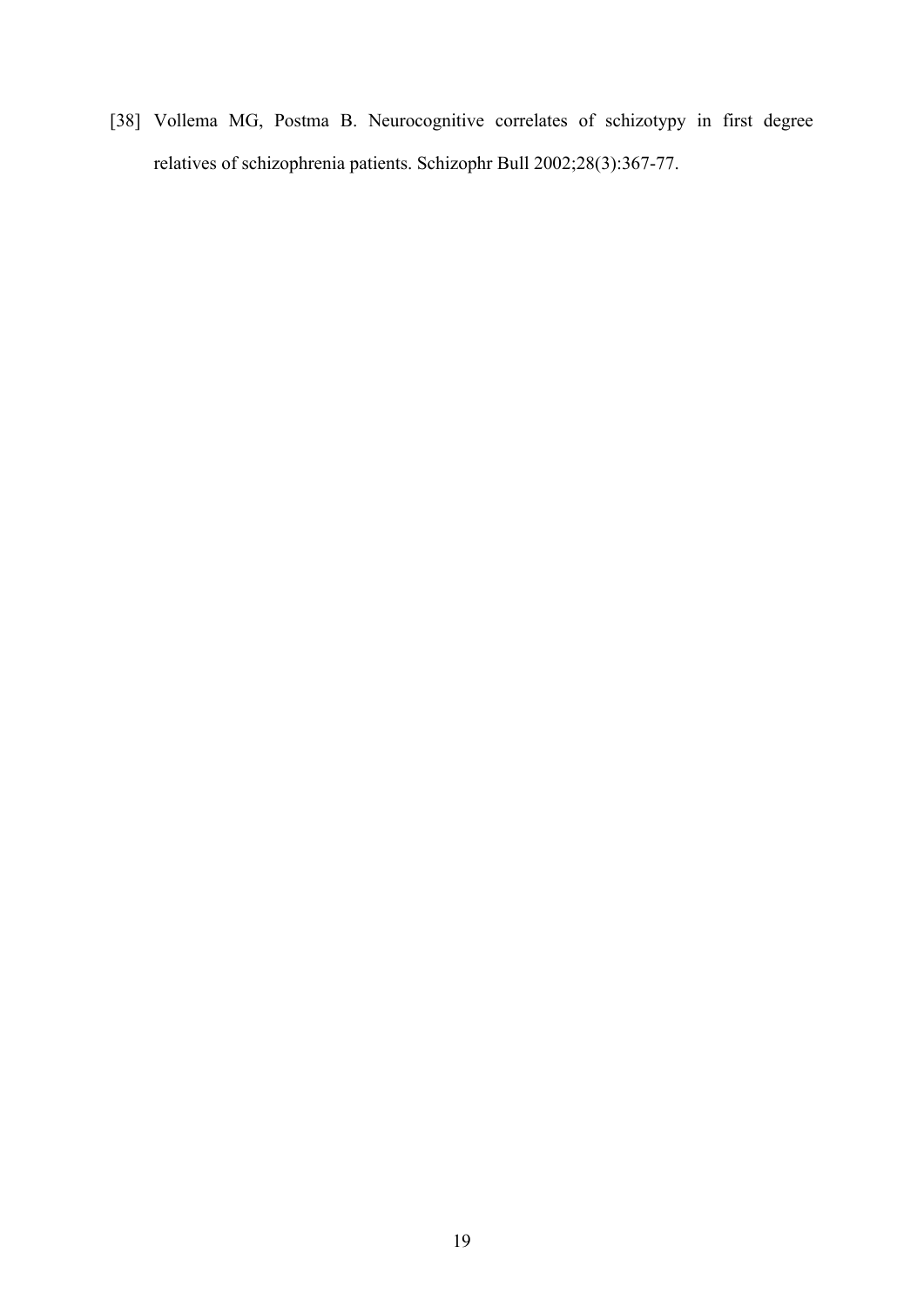[38] Vollema MG, Postma B. Neurocognitive correlates of schizotypy in first degree relatives of schizophrenia patients. Schizophr Bull 2002;28(3):367-77.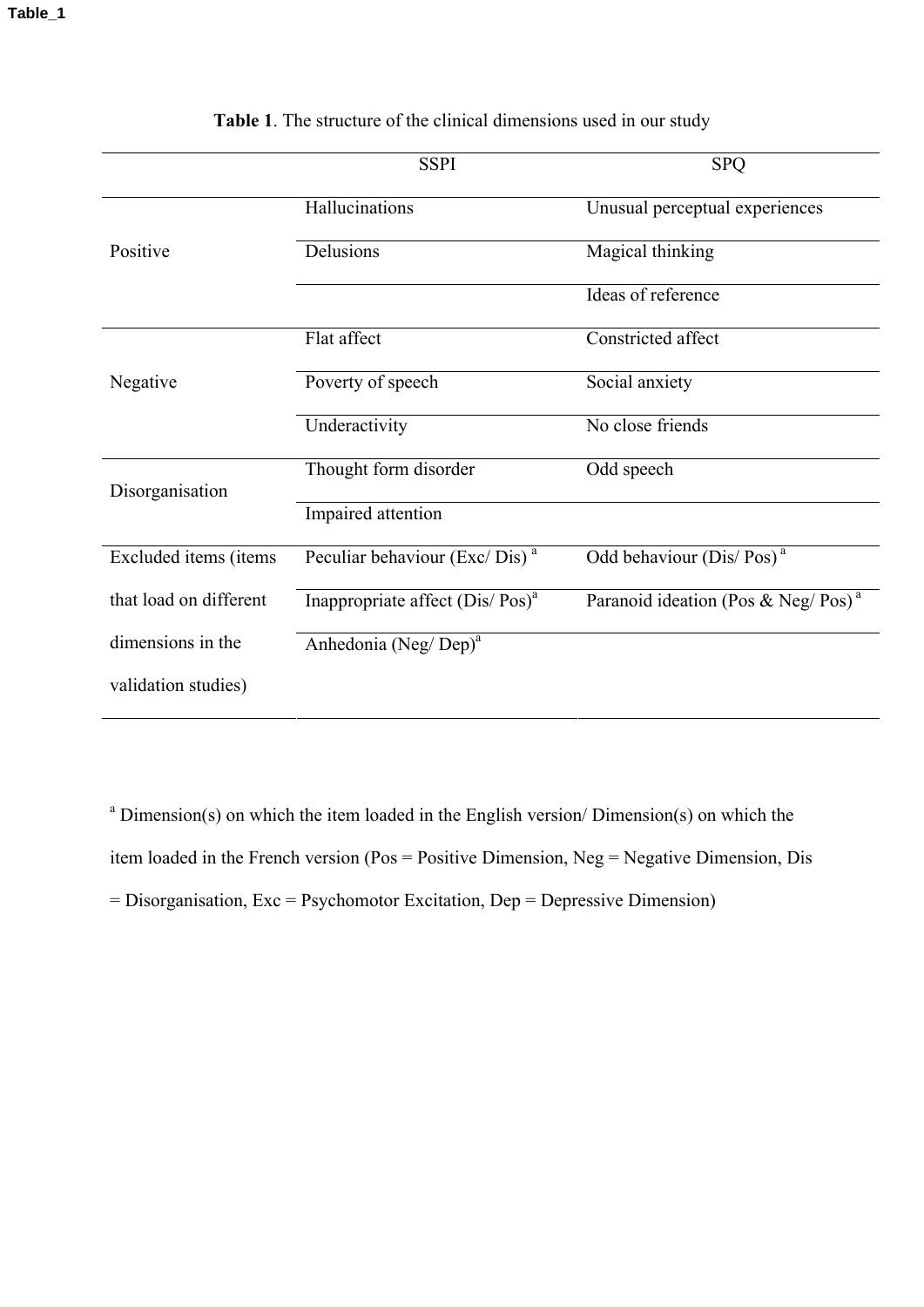**Table 1**. The structure of the clinical dimensions used in our study

| | SSPI | SPQ |
|---|---|---|
| Positive | Hallucinations | Unusual perceptual experiences |
| | Delusions | Magical thinking |
| | | Ideas of reference |
| Negative | Flat affect | Constricted affect |
| | Poverty of speech | Social anxiety |
| | Underactivity | No close friends |
| Disorganisation | Thought form disorder | Odd speech |
| | Impaired attention | |
| Excluded items (items that load on different dimensions in the validation studies) | Peculiar behaviour (Exc/ Dis) [a] | Odd behaviour (Dis/ Pos) [a] |
| | Inappropriate affect (Dis/ Pos)[a] | Paranoid ideation (Pos & Neg/ Pos) [a] |
| | Anhedonia (Neg/ Dep)[a] | |

[a] Dimension(s) on which the item loaded in the English version/ Dimension(s) on which the item loaded in the French version (Pos = Positive Dimension, Neg = Negative Dimension, Dis = Disorganisation, Exc = Psychomotor Excitation, Dep = Depressive Dimension)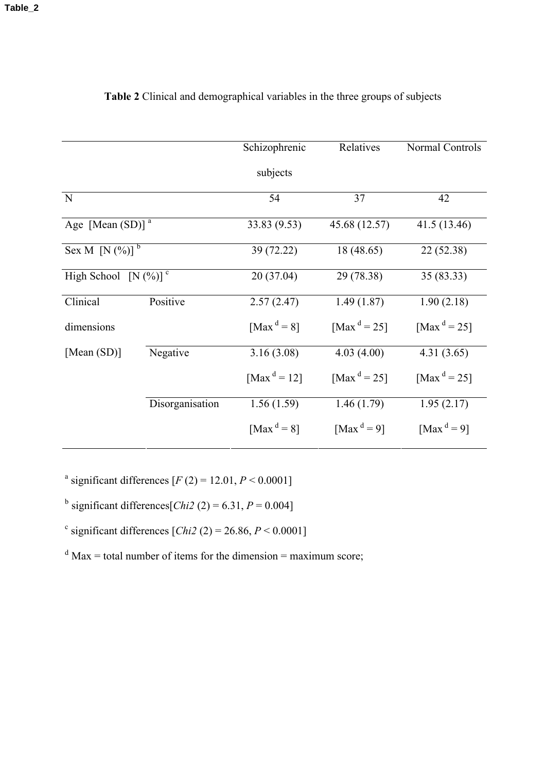Table_2

**Table 2** Clinical and demographical variables in the three groups of subjects

| | | Schizophrenic subjects | Relatives | Normal Controls |
|---|---|---|---|---|
| N | | 54 | 37 | 42 |
| Age [Mean (SD)] [a] | | 33.83 (9.53) | 45.68 (12.57) | 41.5 (13.46) |
| Sex M [N (%)] [b] | | 39 (72.22) | 18 (48.65) | 22 (52.38) |
| High School [N (%)] [c] | | 20 (37.04) | 29 (78.38) | 35 (83.33) |
| Clinical dimensions [Mean (SD)] | Positive | 2.57 (2.47) [Max [d] = 8] | 1.49 (1.87) [Max [d] = 25] | 1.90 (2.18) [Max [d] = 25] |
| | Negative | 3.16 (3.08) [Max [d] = 12] | 4.03 (4.00) [Max [d] = 25] | 4.31 (3.65) [Max [d] = 25] |
| | Disorganisation | 1.56 (1.59) [Max [d] = 8] | 1.46 (1.79) [Max [d] = 9] | 1.95 (2.17) [Max [d] = 9] |

[a] significant differences [$F$ (2) = 12.01, $P < 0.0001$]

[b] significant differences[$Chi2$ (2) = 6.31, $P = 0.004$]

[c] significant differences [$Chi2$ (2) = 26.86, $P < 0.0001$]

[d] Max = total number of items for the dimension = maximum score;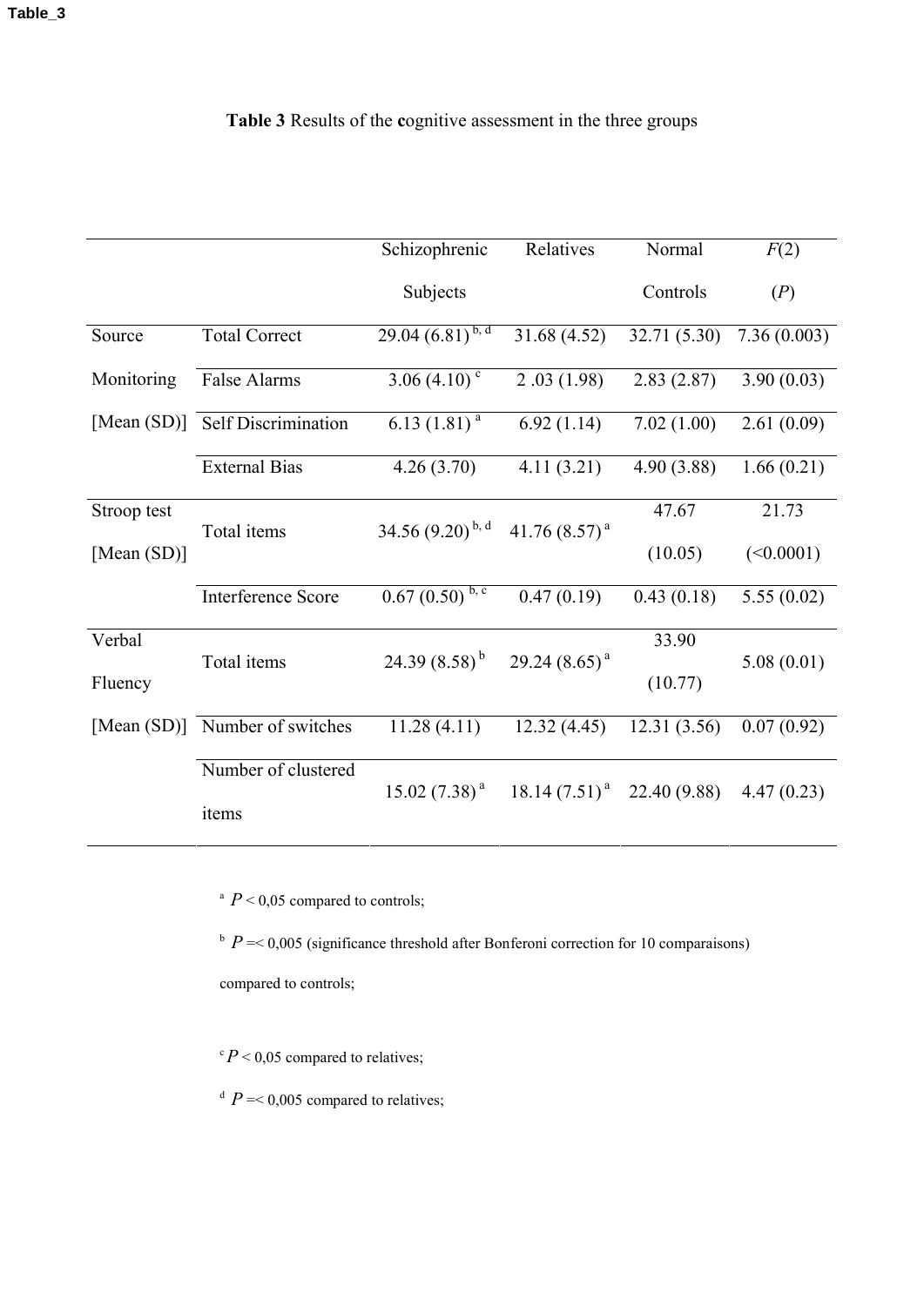**Table 3** Results of the **c**ognitive assessment in the three groups

| | | Schizophrenic Subjects | Relatives | Normal Controls | $F(2)$ ($P$) |
|---|---|---|---|---|---|
| Source Monitoring [Mean (SD)] | Total Correct | 29.04 (6.81) [b, d] | 31.68 (4.52) | 32.71 (5.30) | 7.36 (0.003) |
| | False Alarms | 3.06 (4.10) [c] | 2 .03 (1.98) | 2.83 (2.87) | 3.90 (0.03) |
| | Self Discrimination | 6.13 (1.81) [a] | 6.92 (1.14) | 7.02 (1.00) | 2.61 (0.09) |
| | External Bias | 4.26 (3.70) | 4.11 (3.21) | 4.90 (3.88) | 1.66 (0.21) |
| Stroop test [Mean (SD)] | Total items | 34.56 (9.20) [b, d] | 41.76 (8.57) [a] | 47.67 (10.05) | 21.73 (<0.0001) |
| | Interference Score | 0.67 (0.50) [b, c] | 0.47 (0.19) | 0.43 (0.18) | 5.55 (0.02) |
| Verbal Fluency [Mean (SD)] | Total items | 24.39 (8.58) [b] | 29.24 (8.65) [a] | 33.90 (10.77) | 5.08 (0.01) |
| | Number of switches | 11.28 (4.11) | 12.32 (4.45) | 12.31 (3.56) | 0.07 (0.92) |
| | Number of clustered items | 15.02 (7.38) [a] | 18.14 (7.51) [a] | 22.40 (9.88) | 4.47 (0.23) |

[a] $P$ < 0,05 compared to controls;

[b] $P$ =< 0,005 (significance threshold after Bonferoni correction for 10 comparaisons) compared to controls;

[c] $P$ < 0,05 compared to relatives;

[d] $P$ =< 0,005 compared to relatives;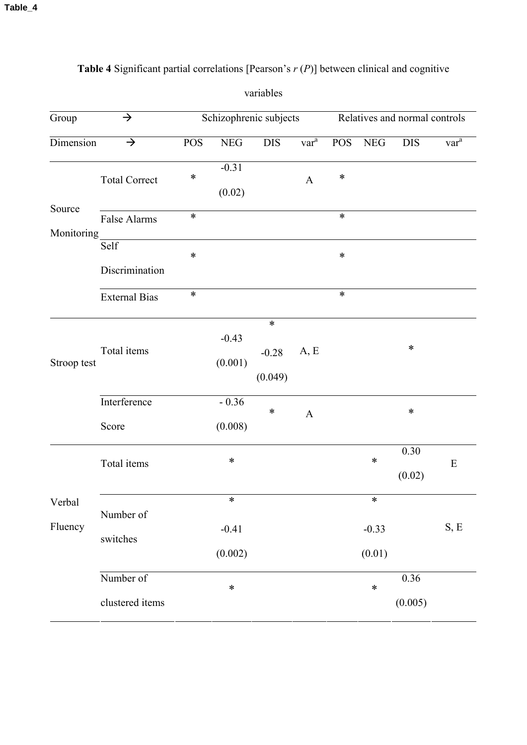Table_4

**Table 4** Significant partial correlations [Pearson's $r$ ($P$)] between clinical and cognitive variables

| Group | → | Schizophrenic subjects | | | | Relatives and normal controls | | | |
|---|---|---|---|---|---|---|---|---|---|
| Dimension | → | POS | NEG | DIS | var[a] | POS | NEG | DIS | var[a] |
| Source Monitoring | Total Correct | * | -0.31 (0.02) | | A | * | | | |
| | False Alarms | * | | | | * | | | |
| | Self Discrimination | * | | | | * | | | |
| | External Bias | * | | | | * | | | |
| Stroop test | Total items | | -0.43 (0.001) | * -0.28 (0.049) | A, E | | | * | |
| | Interference Score | | - 0.36 (0.008) | * | A | | | * | |
| Verbal Fluency | Total items | | * | | | | * | 0.30 (0.02) | E |
| | Number of switches | | * -0.41 (0.002) | | | | * -0.33 (0.01) | | S, E |
| | Number of clustered items | | * | | | | * | 0.36 (0.005) | |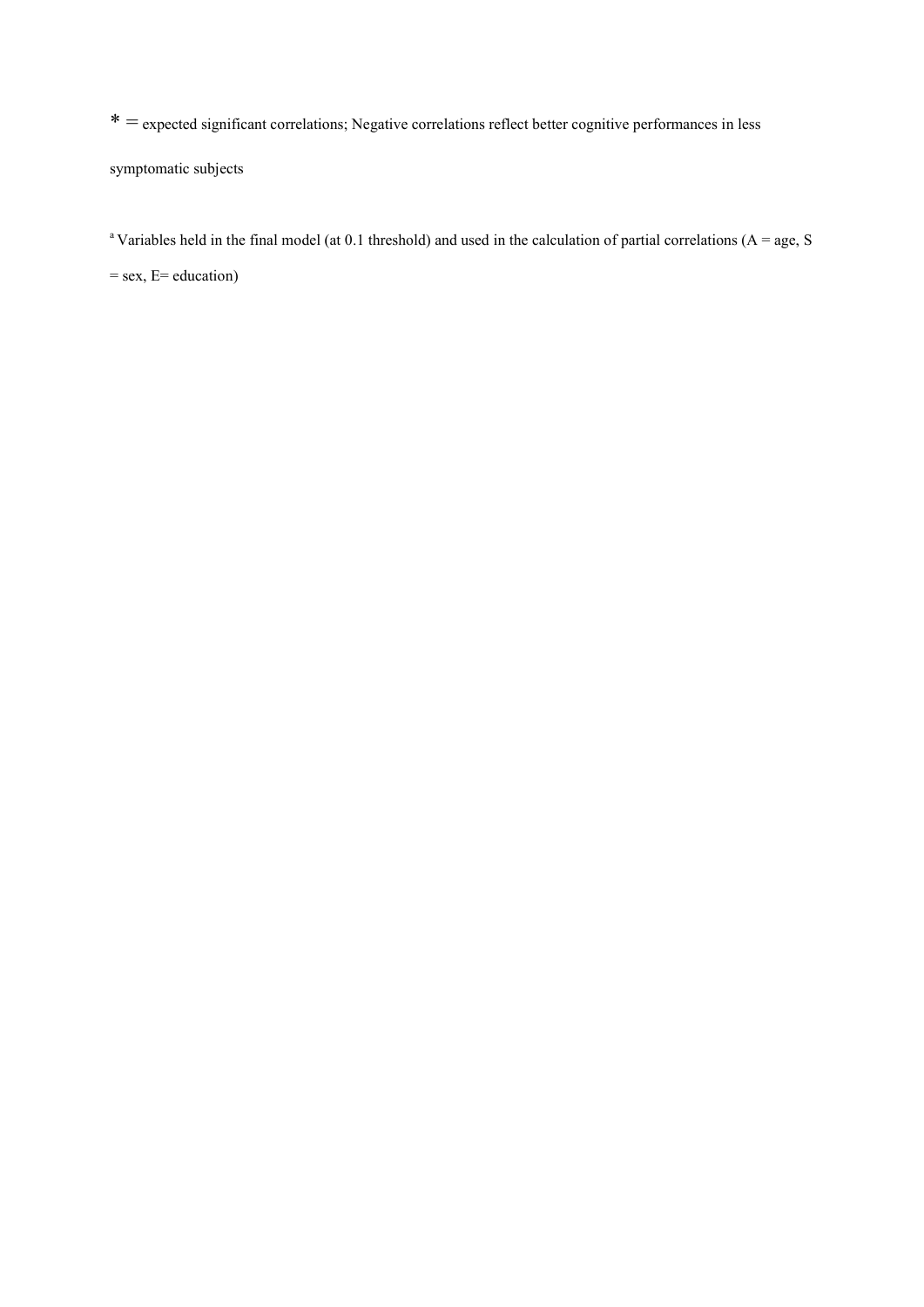* = expected significant correlations; Negative correlations reflect better cognitive performances in less symptomatic subjects

[a] Variables held in the final model (at 0.1 threshold) and used in the calculation of partial correlations (A = age, S = sex, E= education)